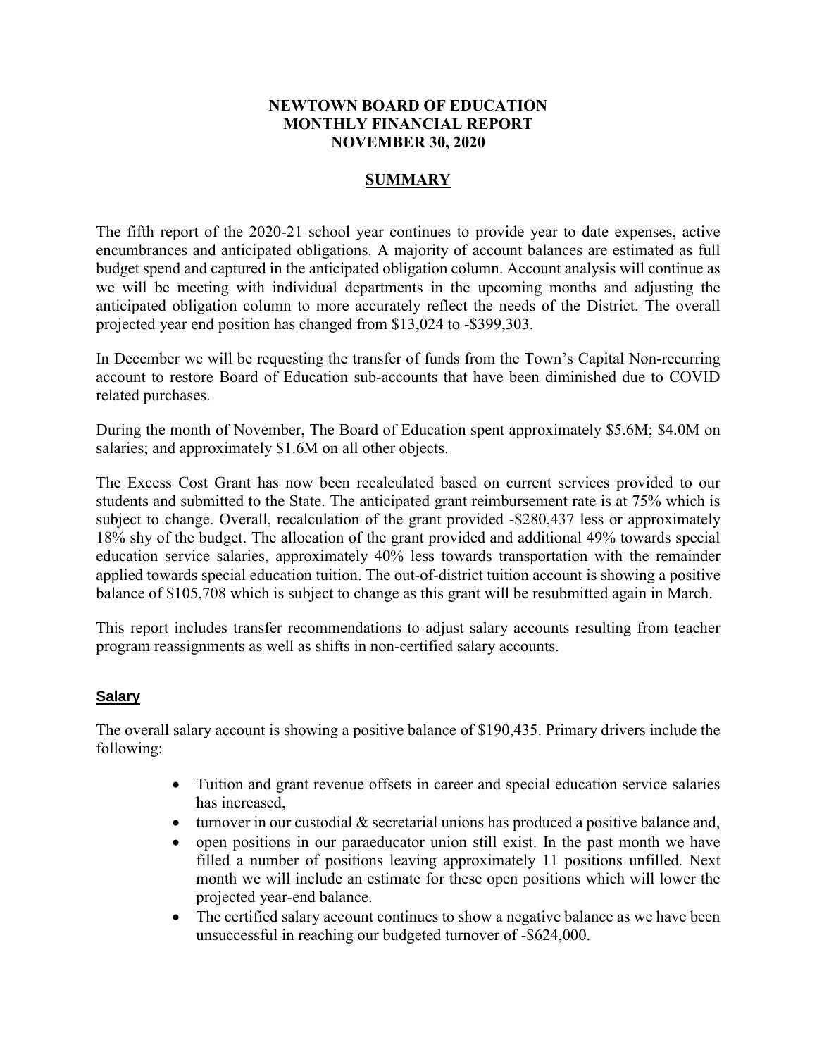# NEWTOWN BOARD OF EDUCATION
# MONTHLY FINANCIAL REPORT
# NOVEMBER 30, 2020

## SUMMARY

The fifth report of the 2020-21 school year continues to provide year to date expenses, active encumbrances and anticipated obligations. A majority of account balances are estimated as full budget spend and captured in the anticipated obligation column. Account analysis will continue as we will be meeting with individual departments in the upcoming months and adjusting the anticipated obligation column to more accurately reflect the needs of the District. The overall projected year end position has changed from $13,024 to -$399,303.

In December we will be requesting the transfer of funds from the Town's Capital Non-recurring account to restore Board of Education sub-accounts that have been diminished due to COVID related purchases.

During the month of November, The Board of Education spent approximately $5.6M; $4.0M on salaries; and approximately $1.6M on all other objects.

The Excess Cost Grant has now been recalculated based on current services provided to our students and submitted to the State. The anticipated grant reimbursement rate is at 75% which is subject to change. Overall, recalculation of the grant provided -$280,437 less or approximately 18% shy of the budget. The allocation of the grant provided and additional 49% towards special education service salaries, approximately 40% less towards transportation with the remainder applied towards special education tuition. The out-of-district tuition account is showing a positive balance of $105,708 which is subject to change as this grant will be resubmitted again in March.

This report includes transfer recommendations to adjust salary accounts resulting from teacher program reassignments as well as shifts in non-certified salary accounts.

### Salary

The overall salary account is showing a positive balance of $190,435. Primary drivers include the following:

- Tuition and grant revenue offsets in career and special education service salaries has increased,
- turnover in our custodial & secretarial unions has produced a positive balance and,
- open positions in our paraeducator union still exist. In the past month we have filled a number of positions leaving approximately 11 positions unfilled. Next month we will include an estimate for these open positions which will lower the projected year-end balance.
- The certified salary account continues to show a negative balance as we have been unsuccessful in reaching our budgeted turnover of -$624,000.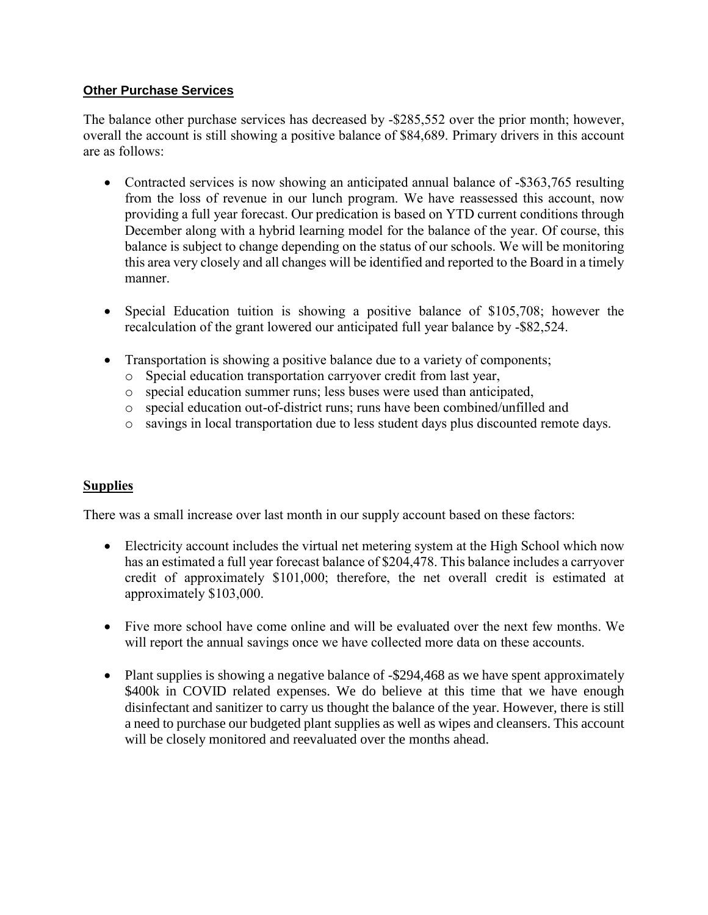**Other Purchase Services**

The balance other purchase services has decreased by -$285,552 over the prior month; however, overall the account is still showing a positive balance of $84,689. Primary drivers in this account are as follows:

- Contracted services is now showing an anticipated annual balance of -$363,765 resulting from the loss of revenue in our lunch program. We have reassessed this account, now providing a full year forecast. Our predication is based on YTD current conditions through December along with a hybrid learning model for the balance of the year. Of course, this balance is subject to change depending on the status of our schools. We will be monitoring this area very closely and all changes will be identified and reported to the Board in a timely manner.

- Special Education tuition is showing a positive balance of $105,708; however the recalculation of the grant lowered our anticipated full year balance by -$82,524.

- Transportation is showing a positive balance due to a variety of components;
  - Special education transportation carryover credit from last year,
  - special education summer runs; less buses were used than anticipated,
  - special education out-of-district runs; runs have been combined/unfilled and
  - savings in local transportation due to less student days plus discounted remote days.

**Supplies**

There was a small increase over last month in our supply account based on these factors:

- Electricity account includes the virtual net metering system at the High School which now has an estimated a full year forecast balance of $204,478. This balance includes a carryover credit of approximately $101,000; therefore, the net overall credit is estimated at approximately $103,000.

- Five more school have come online and will be evaluated over the next few months. We will report the annual savings once we have collected more data on these accounts.

- Plant supplies is showing a negative balance of -$294,468 as we have spent approximately $400k in COVID related expenses. We do believe at this time that we have enough disinfectant and sanitizer to carry us thought the balance of the year. However, there is still a need to purchase our budgeted plant supplies as well as wipes and cleansers. This account will be closely monitored and reevaluated over the months ahead.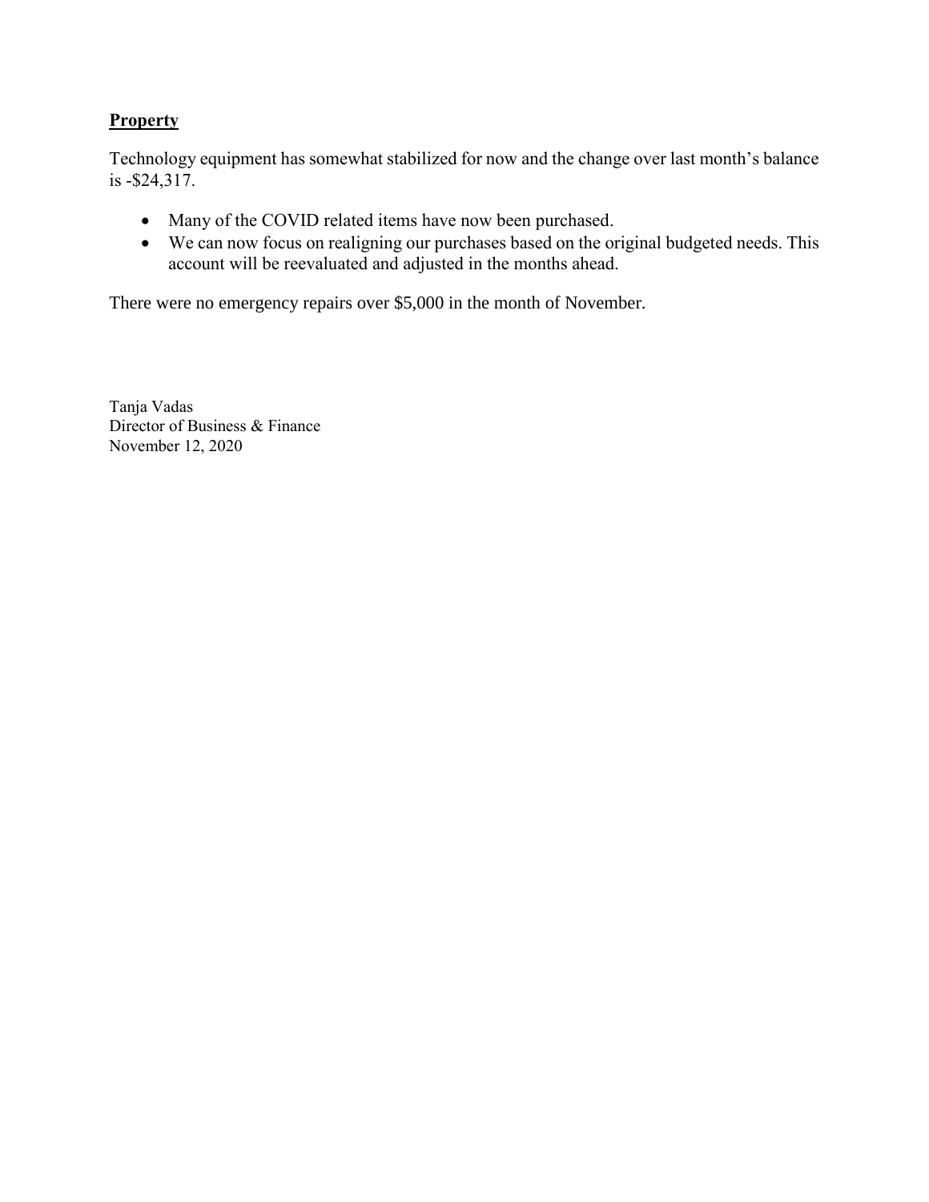## **Property**

Technology equipment has somewhat stabilized for now and the change over last month's balance is -$24,317.

- Many of the COVID related items have now been purchased.
- We can now focus on realigning our purchases based on the original budgeted needs. This account will be reevaluated and adjusted in the months ahead.

There were no emergency repairs over $5,000 in the month of November.

Tanja Vadas
Director of Business & Finance
November 12, 2020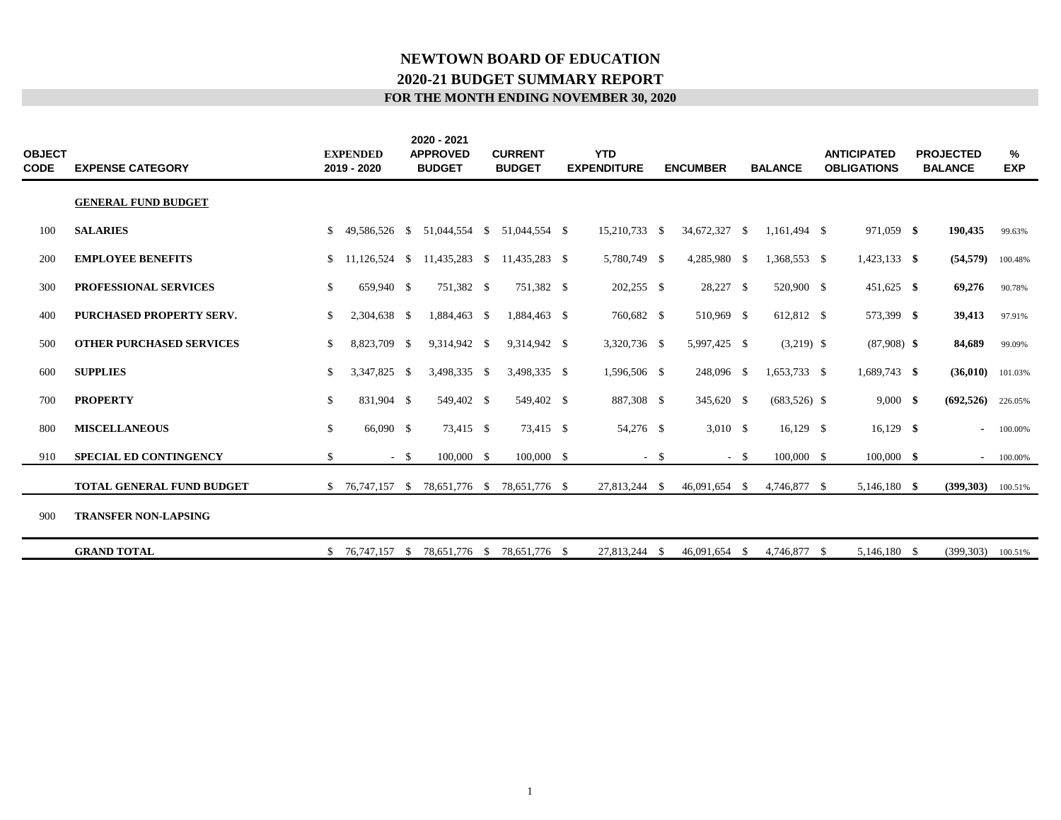# NEWTOWN BOARD OF EDUCATION

## 2020-21 BUDGET SUMMARY REPORT

### FOR THE MONTH ENDING NOVEMBER 30, 2020

| OBJECT CODE | EXPENSE CATEGORY | EXPENDED 2019 - 2020 | 2020 - 2021 APPROVED BUDGET | CURRENT BUDGET | YTD EXPENDITURE | ENCUMBER | BALANCE | ANTICIPATED OBLIGATIONS | PROJECTED BALANCE | % EXP |
|---|---|---|---|---|---|---|---|---|---|---|
| | **GENERAL FUND BUDGET** | | | | | | | | | |
| 100 | **SALARIES** | $ 49,586,526 | $ 51,044,554 | $ 51,044,554 | $ 15,210,733 | $ 34,672,327 | $ 1,161,494 | $ 971,059 | **$ 190,435** | 99.63% |
| 200 | **EMPLOYEE BENEFITS** | $ 11,126,524 | $ 11,435,283 | $ 11,435,283 | $ 5,780,749 | $ 4,285,980 | $ 1,368,553 | $ 1,423,133 | **$ (54,579)** | 100.48% |
| 300 | **PROFESSIONAL SERVICES** | $ 659,940 | $ 751,382 | $ 751,382 | $ 202,255 | $ 28,227 | $ 520,900 | $ 451,625 | **$ 69,276** | 90.78% |
| 400 | **PURCHASED PROPERTY SERV.** | $ 2,304,638 | $ 1,884,463 | $ 1,884,463 | $ 760,682 | $ 510,969 | $ 612,812 | $ 573,399 | **$ 39,413** | 97.91% |
| 500 | **OTHER PURCHASED SERVICES** | $ 8,823,709 | $ 9,314,942 | $ 9,314,942 | $ 3,320,736 | $ 5,997,425 | $ (3,219) | $ (87,908) | **$ 84,689** | 99.09% |
| 600 | **SUPPLIES** | $ 3,347,825 | $ 3,498,335 | $ 3,498,335 | $ 1,596,506 | $ 248,096 | $ 1,653,733 | $ 1,689,743 | **$ (36,010)** | 101.03% |
| 700 | **PROPERTY** | $ 831,904 | $ 549,402 | $ 549,402 | $ 887,308 | $ 345,620 | $ (683,526) | $ 9,000 | **$ (692,526)** | 226.05% |
| 800 | **MISCELLANEOUS** | $ 66,090 | $ 73,415 | $ 73,415 | $ 54,276 | $ 3,010 | $ 16,129 | $ 16,129 | **$ -** | 100.00% |
| 910 | **SPECIAL ED CONTINGENCY** | $ - | $ 100,000 | $ 100,000 | $ - | $ - | $ 100,000 | $ 100,000 | **$ -** | 100.00% |
| | **TOTAL GENERAL FUND BUDGET** | $ 76,747,157 | $ 78,651,776 | $ 78,651,776 | $ 27,813,244 | $ 46,091,654 | $ 4,746,877 | $ 5,146,180 | **$ (399,303)** | 100.51% |
| 900 | **TRANSFER NON-LAPSING** | | | | | | | | | |
| | **GRAND TOTAL** | $ 76,747,157 | $ 78,651,776 | $ 78,651,776 | $ 27,813,244 | $ 46,091,654 | $ 4,746,877 | $ 5,146,180 | $ (399,303) | 100.51% |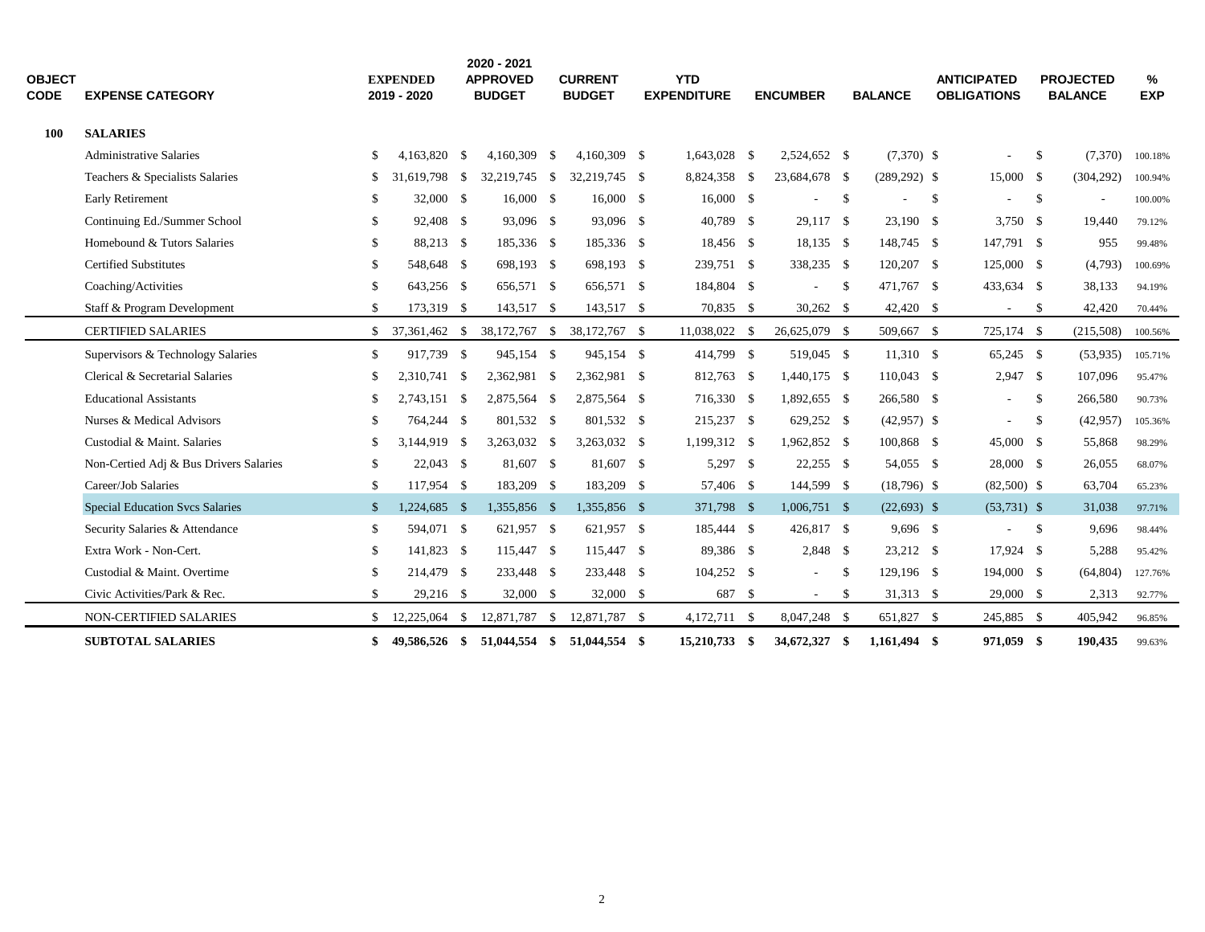| OBJECT CODE | EXPENSE CATEGORY | EXPENDED 2019 - 2020 | 2020 - 2021 APPROVED BUDGET | CURRENT BUDGET | YTD EXPENDITURE | ENCUMBER | BALANCE | ANTICIPATED OBLIGATIONS | PROJECTED BALANCE | % EXP |
|---|---|---|---|---|---|---|---|---|---|---|
| **100** | **SALARIES** | | | | | | | | | |
| | Administrative Salaries | $ 4,163,820 | $ 4,160,309 | $ 4,160,309 | $ 1,643,028 | $ 2,524,652 | $ (7,370) | $ - | $ (7,370) | 100.18% |
| | Teachers & Specialists Salaries | $ 31,619,798 | $ 32,219,745 | $ 32,219,745 | $ 8,824,358 | $ 23,684,678 | $ (289,292) | $ 15,000 | $ (304,292) | 100.94% |
| | Early Retirement | $ 32,000 | $ 16,000 | $ 16,000 | $ 16,000 | $ - | $ - | $ - | $ - | 100.00% |
| | Continuing Ed./Summer School | $ 92,408 | $ 93,096 | $ 93,096 | $ 40,789 | $ 29,117 | $ 23,190 | $ 3,750 | $ 19,440 | 79.12% |
| | Homebound & Tutors Salaries | $ 88,213 | $ 185,336 | $ 185,336 | $ 18,456 | $ 18,135 | $ 148,745 | $ 147,791 | $ 955 | 99.48% |
| | Certified Substitutes | $ 548,648 | $ 698,193 | $ 698,193 | $ 239,751 | $ 338,235 | $ 120,207 | $ 125,000 | $ (4,793) | 100.69% |
| | Coaching/Activities | $ 643,256 | $ 656,571 | $ 656,571 | $ 184,804 | $ - | $ 471,767 | $ 433,634 | $ 38,133 | 94.19% |
| | Staff & Program Development | $ 173,319 | $ 143,517 | $ 143,517 | $ 70,835 | $ 30,262 | $ 42,420 | $ - | $ 42,420 | 70.44% |
| | CERTIFIED SALARIES | $ 37,361,462 | $ 38,172,767 | $ 38,172,767 | $ 11,038,022 | $ 26,625,079 | $ 509,667 | $ 725,174 | $ (215,508) | 100.56% |
| | Supervisors & Technology Salaries | $ 917,739 | $ 945,154 | $ 945,154 | $ 414,799 | $ 519,045 | $ 11,310 | $ 65,245 | $ (53,935) | 105.71% |
| | Clerical & Secretarial Salaries | $ 2,310,741 | $ 2,362,981 | $ 2,362,981 | $ 812,763 | $ 1,440,175 | $ 110,043 | $ 2,947 | $ 107,096 | 95.47% |
| | Educational Assistants | $ 2,743,151 | $ 2,875,564 | $ 2,875,564 | $ 716,330 | $ 1,892,655 | $ 266,580 | $ - | $ 266,580 | 90.73% |
| | Nurses & Medical Advisors | $ 764,244 | $ 801,532 | $ 801,532 | $ 215,237 | $ 629,252 | $ (42,957) | $ - | $ (42,957) | 105.36% |
| | Custodial & Maint. Salaries | $ 3,144,919 | $ 3,263,032 | $ 3,263,032 | $ 1,199,312 | $ 1,962,852 | $ 100,868 | $ 45,000 | $ 55,868 | 98.29% |
| | Non-Certied Adj & Bus Drivers Salaries | $ 22,043 | $ 81,607 | $ 81,607 | $ 5,297 | $ 22,255 | $ 54,055 | $ 28,000 | $ 26,055 | 68.07% |
| | Career/Job Salaries | $ 117,954 | $ 183,209 | $ 183,209 | $ 57,406 | $ 144,599 | $ (18,796) | $ (82,500) | $ 63,704 | 65.23% |
| | Special Education Svcs Salaries | $ 1,224,685 | $ 1,355,856 | $ 1,355,856 | $ 371,798 | $ 1,006,751 | $ (22,693) | $ (53,731) | $ 31,038 | 97.71% |
| | Security Salaries & Attendance | $ 594,071 | $ 621,957 | $ 621,957 | $ 185,444 | $ 426,817 | $ 9,696 | $ - | $ 9,696 | 98.44% |
| | Extra Work - Non-Cert. | $ 141,823 | $ 115,447 | $ 115,447 | $ 89,386 | $ 2,848 | $ 23,212 | $ 17,924 | $ 5,288 | 95.42% |
| | Custodial & Maint. Overtime | $ 214,479 | $ 233,448 | $ 233,448 | $ 104,252 | $ - | $ 129,196 | $ 194,000 | $ (64,804) | 127.76% |
| | Civic Activities/Park & Rec. | $ 29,216 | $ 32,000 | $ 32,000 | $ 687 | $ - | $ 31,313 | $ 29,000 | $ 2,313 | 92.77% |
| | NON-CERTIFIED SALARIES | $ 12,225,064 | $ 12,871,787 | $ 12,871,787 | $ 4,172,711 | $ 8,047,248 | $ 651,827 | $ 245,885 | $ 405,942 | 96.85% |
| | **SUBTOTAL SALARIES** | **$ 49,586,526** | **$ 51,044,554** | **$ 51,044,554** | **$ 15,210,733** | **$ 34,672,327** | **$ 1,161,494** | **$ 971,059** | **$ 190,435** | 99.63% |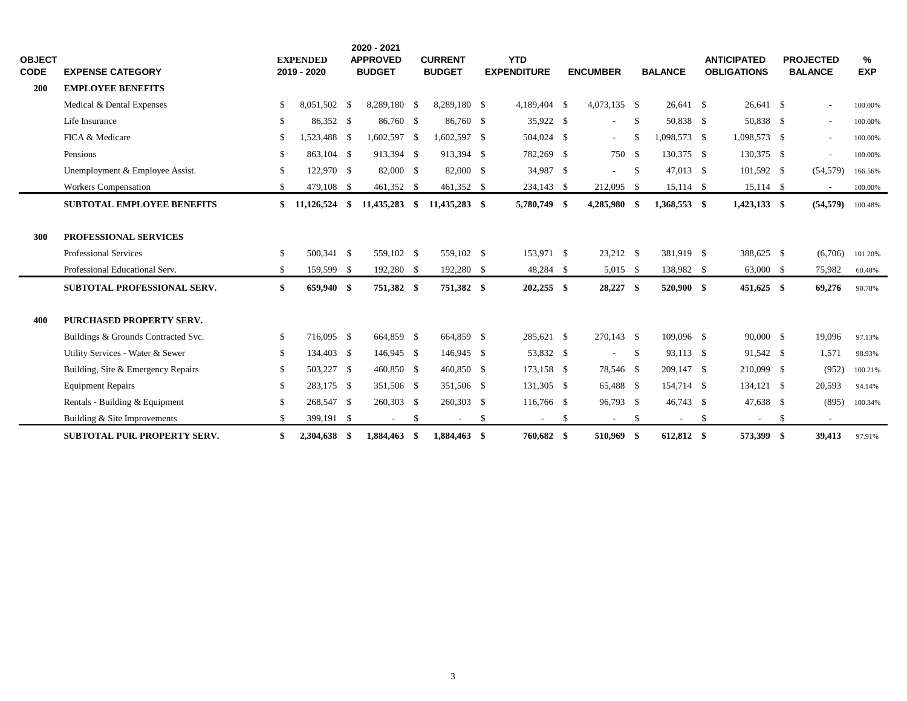| OBJECT CODE | EXPENSE CATEGORY | EXPENDED 2019 - 2020 | 2020 - 2021 APPROVED BUDGET | CURRENT BUDGET | YTD EXPENDITURE | ENCUMBER | BALANCE | ANTICIPATED OBLIGATIONS | PROJECTED BALANCE | % EXP |
|---|---|---|---|---|---|---|---|---|---|---|
| **200** | **EMPLOYEE BENEFITS** | | | | | | | | | |
| | Medical & Dental Expenses | $ 8,051,502 | $ 8,289,180 | $ 8,289,180 | $ 4,189,404 | $ 4,073,135 | $ 26,641 | $ 26,641 | $ - | 100.00% |
| | Life Insurance | $ 86,352 | $ 86,760 | $ 86,760 | $ 35,922 | $ - | $ 50,838 | $ 50,838 | $ - | 100.00% |
| | FICA & Medicare | $ 1,523,488 | $ 1,602,597 | $ 1,602,597 | $ 504,024 | $ - | $ 1,098,573 | $ 1,098,573 | $ - | 100.00% |
| | Pensions | $ 863,104 | $ 913,394 | $ 913,394 | $ 782,269 | $ 750 | $ 130,375 | $ 130,375 | $ - | 100.00% |
| | Unemployment & Employee Assist. | $ 122,970 | $ 82,000 | $ 82,000 | $ 34,987 | $ - | $ 47,013 | $ 101,592 | $ (54,579) | 166.56% |
| | Workers Compensation | $ 479,108 | $ 461,352 | $ 461,352 | $ 234,143 | $ 212,095 | $ 15,114 | $ 15,114 | $ - | 100.00% |
| | **SUBTOTAL EMPLOYEE BENEFITS** | **$ 11,126,524** | **$ 11,435,283** | **$ 11,435,283** | **$ 5,780,749** | **$ 4,285,980** | **$ 1,368,553** | **$ 1,423,133** | **$ (54,579)** | 100.48% |
| **300** | **PROFESSIONAL SERVICES** | | | | | | | | | |
| | Professional Services | $ 500,341 | $ 559,102 | $ 559,102 | $ 153,971 | $ 23,212 | $ 381,919 | $ 388,625 | $ (6,706) | 101.20% |
| | Professional Educational Serv. | $ 159,599 | $ 192,280 | $ 192,280 | $ 48,284 | $ 5,015 | $ 138,982 | $ 63,000 | $ 75,982 | 60.48% |
| | **SUBTOTAL PROFESSIONAL SERV.** | **$ 659,940** | **$ 751,382** | **$ 751,382** | **$ 202,255** | **$ 28,227** | **$ 520,900** | **$ 451,625** | **$ 69,276** | 90.78% |
| **400** | **PURCHASED PROPERTY SERV.** | | | | | | | | | |
| | Buildings & Grounds Contracted Svc. | $ 716,095 | $ 664,859 | $ 664,859 | $ 285,621 | $ 270,143 | $ 109,096 | $ 90,000 | $ 19,096 | 97.13% |
| | Utility Services - Water & Sewer | $ 134,403 | $ 146,945 | $ 146,945 | $ 53,832 | $ - | $ 93,113 | $ 91,542 | $ 1,571 | 98.93% |
| | Building, Site & Emergency Repairs | $ 503,227 | $ 460,850 | $ 460,850 | $ 173,158 | $ 78,546 | $ 209,147 | $ 210,099 | $ (952) | 100.21% |
| | Equipment Repairs | $ 283,175 | $ 351,506 | $ 351,506 | $ 131,305 | $ 65,488 | $ 154,714 | $ 134,121 | $ 20,593 | 94.14% |
| | Rentals - Building & Equipment | $ 268,547 | $ 260,303 | $ 260,303 | $ 116,766 | $ 96,793 | $ 46,743 | $ 47,638 | $ (895) | 100.34% |
| | Building & Site Improvements | $ 399,191 | $ - | $ - | $ - | $ - | $ - | $ - | $ - | |
| | **SUBTOTAL PUR. PROPERTY SERV.** | **$ 2,304,638** | **$ 1,884,463** | **$ 1,884,463** | **$ 760,682** | **$ 510,969** | **$ 612,812** | **$ 573,399** | **$ 39,413** | 97.91% |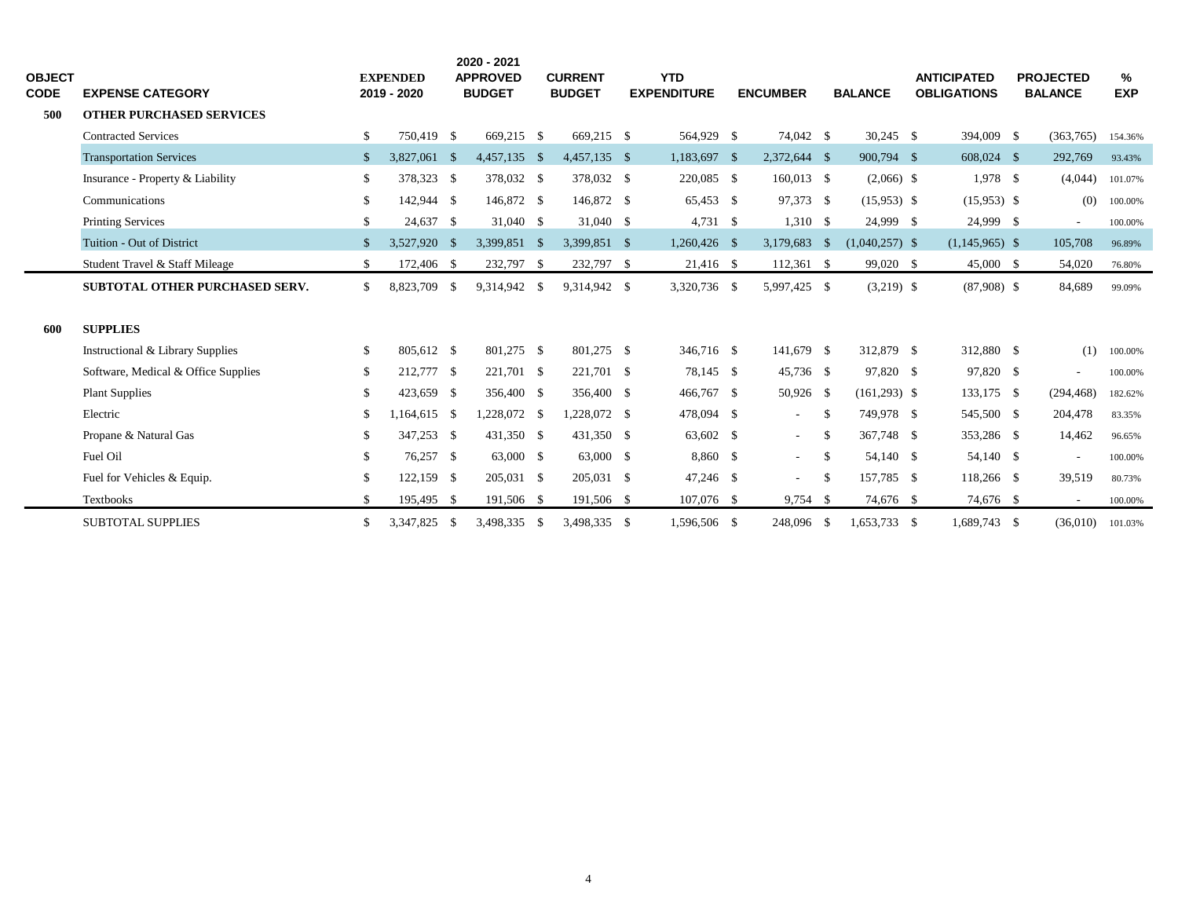| OBJECT CODE | EXPENSE CATEGORY | EXPENDED 2019 - 2020 | 2020 - 2021 APPROVED BUDGET | CURRENT BUDGET | YTD EXPENDITURE | ENCUMBER | BALANCE | ANTICIPATED OBLIGATIONS | PROJECTED BALANCE | % EXP |
|---|---|---|---|---|---|---|---|---|---|---|
| 500 | **OTHER PURCHASED SERVICES** | | | | | | | | | |
| | Contracted Services | $ 750,419 | $ 669,215 | $ 669,215 | $ 564,929 | $ 74,042 | $ 30,245 | $ 394,009 | $ (363,765) | 154.36% |
| | Transportation Services | $ 3,827,061 | $ 4,457,135 | $ 4,457,135 | $ 1,183,697 | $ 2,372,644 | $ 900,794 | $ 608,024 | $ 292,769 | 93.43% |
| | Insurance - Property & Liability | $ 378,323 | $ 378,032 | $ 378,032 | $ 220,085 | $ 160,013 | $ (2,066) | $ 1,978 | $ (4,044) | 101.07% |
| | Communications | $ 142,944 | $ 146,872 | $ 146,872 | $ 65,453 | $ 97,373 | $ (15,953) | $ (15,953) | $ (0) | 100.00% |
| | Printing Services | $ 24,637 | $ 31,040 | $ 31,040 | $ 4,731 | $ 1,310 | $ 24,999 | $ 24,999 | $ - | 100.00% |
| | Tuition - Out of District | $ 3,527,920 | $ 3,399,851 | $ 3,399,851 | $ 1,260,426 | $ 3,179,683 | $ (1,040,257) | $ (1,145,965) | $ 105,708 | 96.89% |
| | Student Travel & Staff Mileage | $ 172,406 | $ 232,797 | $ 232,797 | $ 21,416 | $ 112,361 | $ 99,020 | $ 45,000 | $ 54,020 | 76.80% |
| | **SUBTOTAL OTHER PURCHASED SERV.** | $ 8,823,709 | $ 9,314,942 | $ 9,314,942 | $ 3,320,736 | $ 5,997,425 | $ (3,219) | $ (87,908) | $ 84,689 | 99.09% |
| 600 | **SUPPLIES** | | | | | | | | | |
| | Instructional & Library Supplies | $ 805,612 | $ 801,275 | $ 801,275 | $ 346,716 | $ 141,679 | $ 312,879 | $ 312,880 | $ (1) | 100.00% |
| | Software, Medical & Office Supplies | $ 212,777 | $ 221,701 | $ 221,701 | $ 78,145 | $ 45,736 | $ 97,820 | $ 97,820 | $ - | 100.00% |
| | Plant Supplies | $ 423,659 | $ 356,400 | $ 356,400 | $ 466,767 | $ 50,926 | $ (161,293) | $ 133,175 | $ (294,468) | 182.62% |
| | Electric | $ 1,164,615 | $ 1,228,072 | $ 1,228,072 | $ 478,094 | $ - | $ 749,978 | $ 545,500 | $ 204,478 | 83.35% |
| | Propane & Natural Gas | $ 347,253 | $ 431,350 | $ 431,350 | $ 63,602 | $ - | $ 367,748 | $ 353,286 | $ 14,462 | 96.65% |
| | Fuel Oil | $ 76,257 | $ 63,000 | $ 63,000 | $ 8,860 | $ - | $ 54,140 | $ 54,140 | $ - | 100.00% |
| | Fuel for Vehicles & Equip. | $ 122,159 | $ 205,031 | $ 205,031 | $ 47,246 | $ - | $ 157,785 | $ 118,266 | $ 39,519 | 80.73% |
| | Textbooks | $ 195,495 | $ 191,506 | $ 191,506 | $ 107,076 | $ 9,754 | $ 74,676 | $ 74,676 | $ - | 100.00% |
| | SUBTOTAL SUPPLIES | $ 3,347,825 | $ 3,498,335 | $ 3,498,335 | $ 1,596,506 | $ 248,096 | $ 1,653,733 | $ 1,689,743 | $ (36,010) | 101.03% |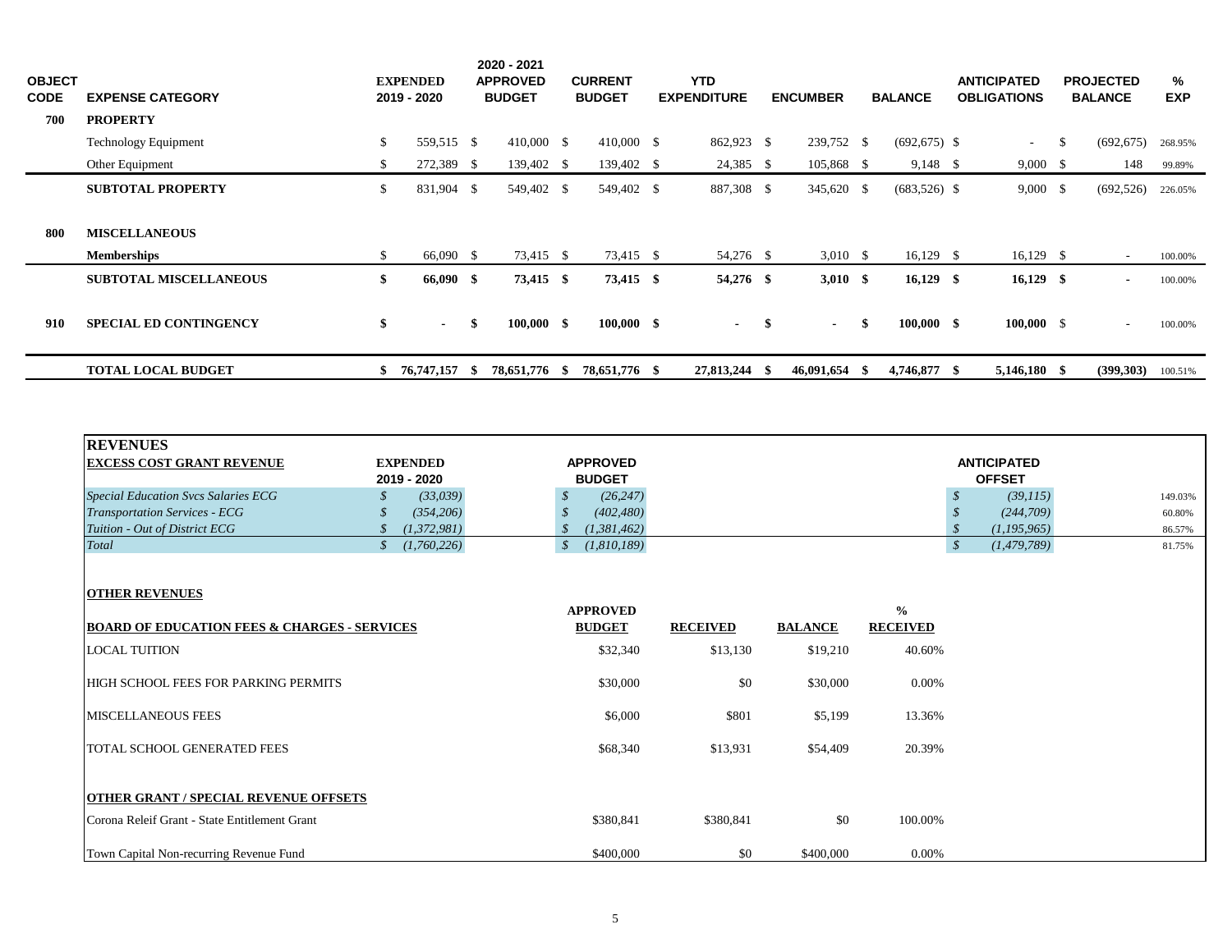| OBJECT CODE | EXPENSE CATEGORY | EXPENDED 2019 - 2020 | 2020 - 2021 APPROVED BUDGET | CURRENT BUDGET | YTD EXPENDITURE | ENCUMBER | BALANCE | ANTICIPATED OBLIGATIONS | PROJECTED BALANCE | % EXP |
|---|---|---|---|---|---|---|---|---|---|---|
| **700** | **PROPERTY** | | | | | | | | | |
| | Technology Equipment | $ 559,515 | $ 410,000 | $ 410,000 | $ 862,923 | $ 239,752 | $ (692,675) | $ - | $ (692,675) | 268.95% |
| | Other Equipment | $ 272,389 | $ 139,402 | $ 139,402 | $ 24,385 | $ 105,868 | $ 9,148 | $ 9,000 | $ 148 | 99.89% |
| | **SUBTOTAL PROPERTY** | $ 831,904 | $ 549,402 | $ 549,402 | $ 887,308 | $ 345,620 | $ (683,526) | $ 9,000 | $ (692,526) | 226.05% |
| **800** | **MISCELLANEOUS** | | | | | | | | | |
| | **Memberships** | $ 66,090 | $ 73,415 | $ 73,415 | $ 54,276 | $ 3,010 | $ 16,129 | $ 16,129 | $ - | 100.00% |
| | **SUBTOTAL MISCELLANEOUS** | **$ 66,090** | **$ 73,415** | **$ 73,415** | **$ 54,276** | **$ 3,010** | **$ 16,129** | **$ 16,129** | **$ -** | 100.00% |
| **910** | **SPECIAL ED CONTINGENCY** | **$ -** | **$ 100,000** | **$ 100,000** | **$ -** | **$ -** | **$ 100,000** | **$ 100,000** | $ - | 100.00% |
| | **TOTAL LOCAL BUDGET** | **$ 76,747,157** | **$ 78,651,776** | **$ 78,651,776** | **$ 27,813,244** | **$ 46,091,654** | **$ 4,746,877** | **$ 5,146,180** | **$ (399,303)** | 100.51% |

## REVENUES

| EXCESS COST GRANT REVENUE | EXPENDED 2019 - 2020 | APPROVED BUDGET | ANTICIPATED OFFSET | |
|---|---|---|---|---|
| *Special Education Svcs Salaries ECG* | *$ (33,039)* | *$ (26,247)* | *$ (39,115)* | 149.03% |
| *Transportation Services - ECG* | *$ (354,206)* | *$ (402,480)* | *$ (244,709)* | 60.80% |
| *Tuition - Out of District ECG* | *$ (1,372,981)* | *$ (1,381,462)* | *$ (1,195,965)* | 86.57% |
| *Total* | *$ (1,760,226)* | *$ (1,810,189)* | *$ (1,479,789)* | 81.75% |

### OTHER REVENUES

| BOARD OF EDUCATION FEES & CHARGES - SERVICES | APPROVED BUDGET | RECEIVED | BALANCE | % RECEIVED |
|---|---|---|---|---|
| LOCAL TUITION | $32,340 | $13,130 | $19,210 | 40.60% |
| HIGH SCHOOL FEES FOR PARKING PERMITS | $30,000 | $0 | $30,000 | 0.00% |
| MISCELLANEOUS FEES | $6,000 | $801 | $5,199 | 13.36% |
| TOTAL SCHOOL GENERATED FEES | $68,340 | $13,931 | $54,409 | 20.39% |
| **OTHER GRANT / SPECIAL REVENUE OFFSETS** | | | | |
| Corona Releif Grant - State Entitlement Grant | $380,841 | $380,841 | $0 | 100.00% |
| Town Capital Non-recurring Revenue Fund | $400,000 | $0 | $400,000 | 0.00% |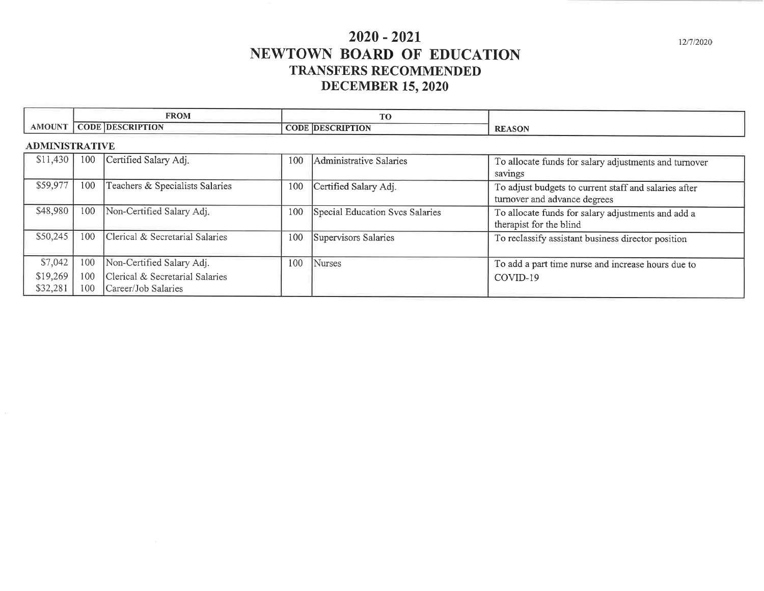# 2020 - 2021
# NEWTOWN BOARD OF EDUCATION
## TRANSFERS RECOMMENDED
## DECEMBER 15, 2020

12/7/2020

| | FROM | | TO | | |
|---|---|---|---|---|---|
| AMOUNT | CODE | DESCRIPTION | CODE | DESCRIPTION | REASON |
| **ADMINISTRATIVE** | | | | | |
| $11,430 | 100 | Certified Salary Adj. | 100 | Administrative Salaries | To allocate funds for salary adjustments and turnover savings |
| $59,977 | 100 | Teachers & Specialists Salaries | 100 | Certified Salary Adj. | To adjust budgets to current staff and salaries after turnover and advance degrees |
| $48,980 | 100 | Non-Certified Salary Adj. | 100 | Special Education Svcs Salaries | To allocate funds for salary adjustments and add a therapist for the blind |
| $50,245 | 100 | Clerical & Secretarial Salaries | 100 | Supervisors Salaries | To reclassify assistant business director position |
| $7,042 | 100 | Non-Certified Salary Adj. | 100 | Nurses | To add a part time nurse and increase hours due to COVID-19 |
| $19,269 | 100 | Clerical & Secretarial Salaries | | | |
| $32,281 | 100 | Career/Job Salaries | | | |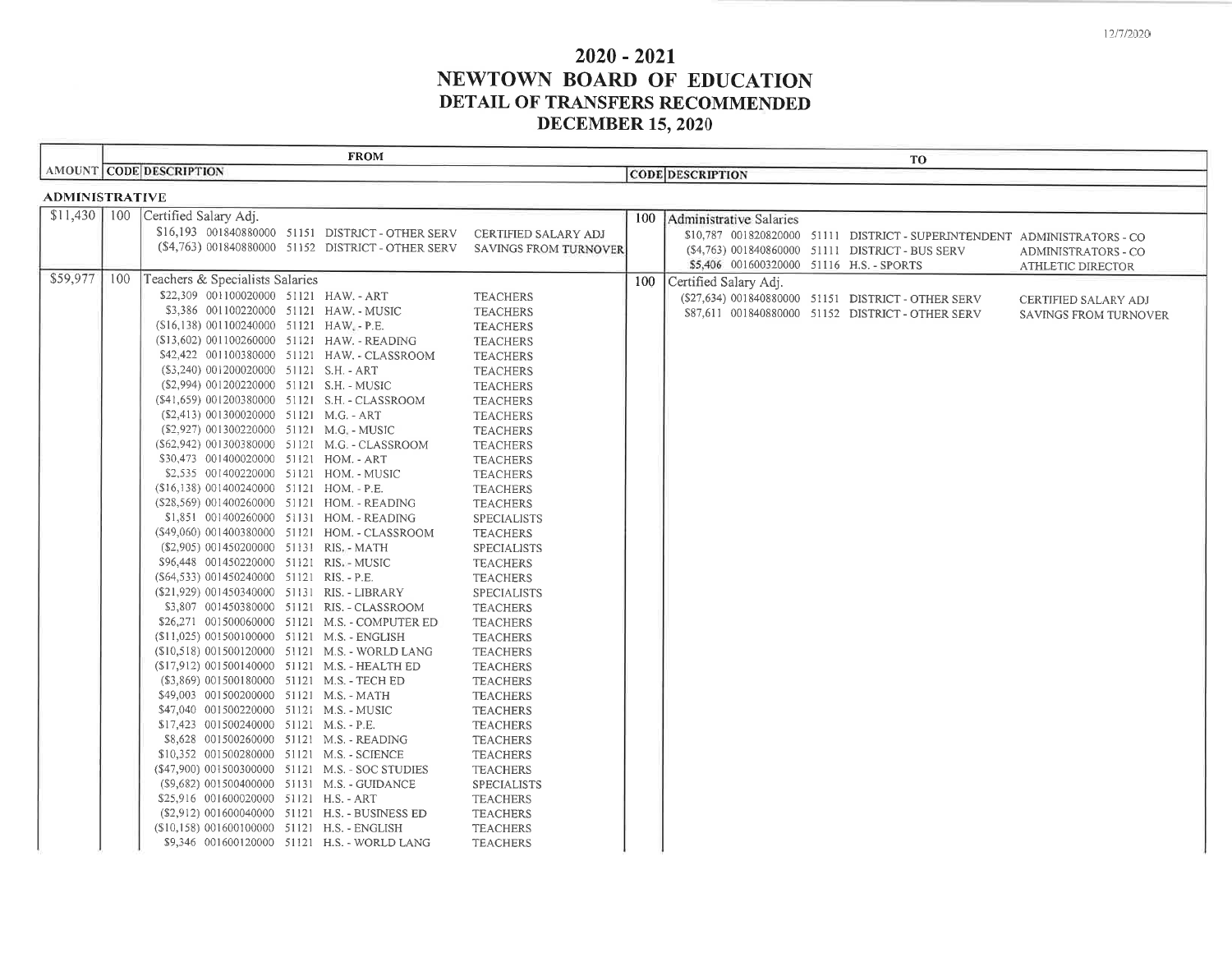12/7/2020

# 2020 - 2021
# NEWTOWN BOARD OF EDUCATION
## DETAIL OF TRANSFERS RECOMMENDED
## DECEMBER 15, 2020

| FROM | | | TO | |
|---|---|---|---|---|
| AMOUNT | CODE | DESCRIPTION | CODE | DESCRIPTION |
| **ADMINISTRATIVE** | | | | |
| $11,430 | 100 | Certified Salary Adj.<br>$16,193 001840880000 51151 DISTRICT - OTHER SERV CERTIFIED SALARY ADJ<br>($4,763) 001840880000 51152 DISTRICT - OTHER SERV SAVINGS FROM TURNOVER | 100 | Administrative Salaries<br>$10,787 001820820000 51111 DISTRICT - SUPERINTENDENT ADMINISTRATORS - CO<br>($4,763) 001840860000 51111 DISTRICT - BUS SERV ADMINISTRATORS - CO<br>$5,406 001600320000 51116 H.S. - SPORTS ATHLETIC DIRECTOR |
| $59,977 | 100 | Teachers & Specialists Salaries<br>$22,309 001100020000 51121 HAW. - ART TEACHERS<br>$3,386 001100220000 51121 HAW. - MUSIC TEACHERS<br>($16,138) 001100240000 51121 HAW. - P.E. TEACHERS<br>($13,602) 001100260000 51121 HAW. - READING TEACHERS<br>$42,422 001100380000 51121 HAW. - CLASSROOM TEACHERS<br>($3,240) 001200020000 51121 S.H. - ART TEACHERS<br>($2,994) 001200220000 51121 S.H. - MUSIC TEACHERS<br>($41,659) 001200380000 51121 S.H. - CLASSROOM TEACHERS<br>($2,413) 001300020000 51121 M.G. - ART TEACHERS<br>($2,927) 001300220000 51121 M.G. - MUSIC TEACHERS<br>($62,942) 001300380000 51121 M.G. - CLASSROOM TEACHERS<br>$30,473 001400020000 51121 HOM. - ART TEACHERS<br>$2,535 001400220000 51121 HOM. - MUSIC TEACHERS<br>($16,138) 001400240000 51121 HOM. - P.E. TEACHERS<br>($28,569) 001400260000 51121 HOM. - READING TEACHERS<br>$1,851 001400260000 51131 HOM. - READING SPECIALISTS<br>($49,060) 001400380000 51121 HOM. - CLASSROOM TEACHERS<br>($2,905) 001450200000 51131 RIS. - MATH SPECIALISTS<br>$96,448 001450220000 51121 RIS. - MUSIC TEACHERS<br>($64,533) 001450240000 51121 RIS. - P.E. TEACHERS<br>($21,929) 001450340000 51131 RIS. - LIBRARY SPECIALISTS<br>$3,807 001450380000 51121 RIS. - CLASSROOM TEACHERS<br>$26,271 001500060000 51121 M.S. - COMPUTER ED TEACHERS<br>($11,025) 001500100000 51121 M.S. - ENGLISH TEACHERS<br>($10,518) 001500120000 51121 M.S. - WORLD LANG TEACHERS<br>($17,912) 001500140000 51121 M.S. - HEALTH ED TEACHERS<br>($3,869) 001500180000 51121 M.S. - TECH ED TEACHERS<br>$49,003 001500200000 51121 M.S. - MATH TEACHERS<br>$47,040 001500220000 51121 M.S. - MUSIC TEACHERS<br>$17,423 001500240000 51121 M.S. - P.E. TEACHERS<br>$8,628 001500260000 51121 M.S. - READING TEACHERS<br>$10,352 001500280000 51121 M.S. - SCIENCE TEACHERS<br>($47,900) 001500300000 51121 M.S. - SOC STUDIES TEACHERS<br>($9,682) 001500400000 51131 M.S. - GUIDANCE SPECIALISTS<br>$25,916 001600020000 51121 H.S. - ART TEACHERS<br>($2,912) 001600040000 51121 H.S. - BUSINESS ED TEACHERS<br>($10,158) 001600100000 51121 H.S. - ENGLISH TEACHERS<br>$9,346 001600120000 51121 H.S. - WORLD LANG TEACHERS | 100 | Certified Salary Adj.<br>($27,634) 001840880000 51151 DISTRICT - OTHER SERV CERTIFIED SALARY ADJ<br>$87,611 001840880000 51152 DISTRICT - OTHER SERV SAVINGS FROM TURNOVER |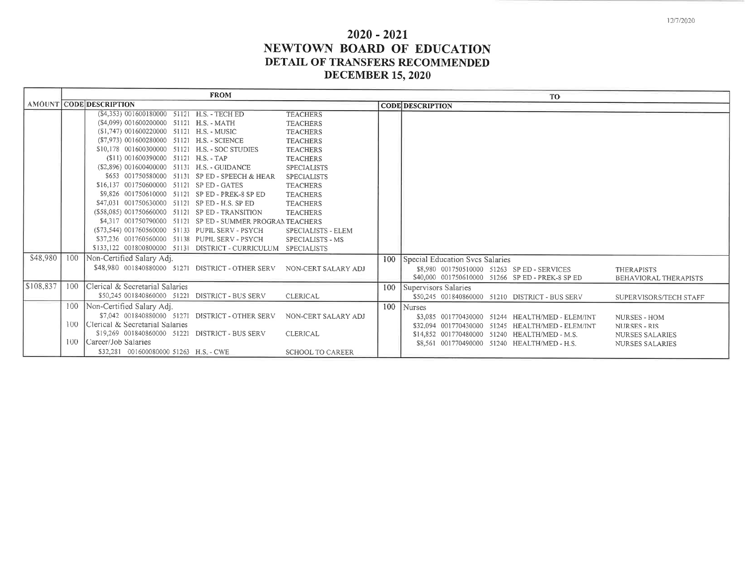12/7/2020

# 2020 - 2021
# NEWTOWN BOARD OF EDUCATION
## DETAIL OF TRANSFERS RECOMMENDED
## DECEMBER 15, 2020

| | FROM | | TO | |
|---|---|---|---|---|
| AMOUNT | CODE | DESCRIPTION | CODE | DESCRIPTION |
| | | ($4,353) 001600180000 51121 H.S. - TECH ED TEACHERS | | |
| | | ($4,099) 001600200000 51121 H.S. - MATH TEACHERS | | |
| | | ($1,747) 001600220000 51121 H.S. - MUSIC TEACHERS | | |
| | | ($7,973) 001600280000 51121 H.S. - SCIENCE TEACHERS | | |
| | | $10,178 001600300000 51121 H.S. - SOC STUDIES TEACHERS | | |
| | | ($11) 001600390000 51121 H.S. - TAP TEACHERS | | |
| | | ($2,896) 001600400000 51131 H.S. - GUIDANCE SPECIALISTS | | |
| | | $653 001750580000 51131 SP ED - SPEECH & HEAR SPECIALISTS | | |
| | | $16,137 001750600000 51121 SP ED - GATES TEACHERS | | |
| | | $9,826 001750610000 51121 SP ED - PREK-8 SP ED TEACHERS | | |
| | | $47,031 001750630000 51121 SP ED - H.S. SP ED TEACHERS | | |
| | | ($58,085) 001750660000 51121 SP ED - TRANSITION TEACHERS | | |
| | | $4,317 001750790000 51121 SP ED - SUMMER PROGRAM TEACHERS | | |
| | | ($73,544) 001760560000 51133 PUPIL SERV - PSYCH SPECIALISTS - ELEM | | |
| | | $37,236 001760560000 51138 PUPIL SERV - PSYCH SPECIALISTS - MS | | |
| | | $133,122 001800800000 51131 DISTRICT - CURRICULUM SPECIALISTS | | |
| $48,980 | 100 | Non-Certified Salary Adj. | 100 | Special Education Svcs Salaries |
| | | $48,980 001840880000 51271 DISTRICT - OTHER SERV NON-CERT SALARY ADJ | | $8,980 001750510000 51263 SP ED - SERVICES THERAPISTS |
| | | | | $40,000 001750610000 51266 SP ED - PREK-8 SP ED BEHAVIORAL THERAPISTS |
| $108,837 | 100 | Clerical & Secretarial Salaries | 100 | Supervisors Salaries |
| | | $50,245 001840860000 51221 DISTRICT - BUS SERV CLERICAL | | $50,245 001840860000 51210 DISTRICT - BUS SERV SUPERVISORS/TECH STAFF |
| | 100 | Non-Certified Salary Adj. | 100 | Nurses |
| | | $7,042 001840880000 51271 DISTRICT - OTHER SERV NON-CERT SALARY ADJ | | $3,085 001770430000 51244 HEALTH/MED - ELEM/INT NURSES - HOM |
| | 100 | Clerical & Secretarial Salaries | | $32,094 001770430000 51245 HEALTH/MED - ELEM/INT NURSES - RIS |
| | | $19,269 001840860000 51221 DISTRICT - BUS SERV CLERICAL | | $14,852 001770480000 51240 HEALTH/MED - M.S. NURSES SALARIES |
| | 100 | Career/Job Salaries | | $8,561 001770490000 51240 HEALTH/MED - H.S. NURSES SALARIES |
| | | $32,281 001600080000 51263 H.S. - CWE SCHOOL TO CAREER | | |